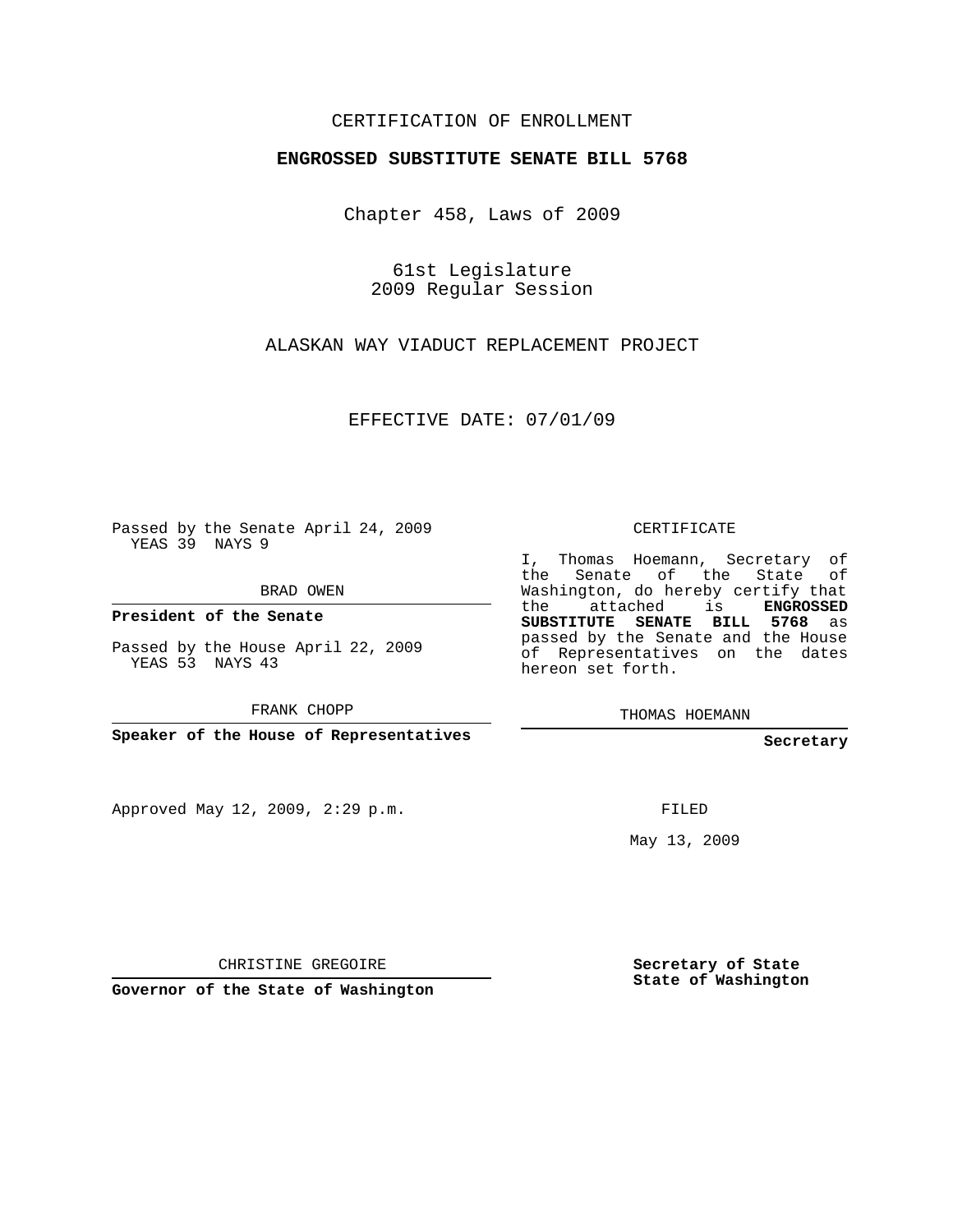CERTIFICATION OF ENROLLMENT

**ENGROSSED SUBSTITUTE SENATE BILL 5768**

Chapter 458, Laws of 2009

61st Legislature
2009 Regular Session

ALASKAN WAY VIADUCT REPLACEMENT PROJECT

EFFECTIVE DATE: 07/01/09

Passed by the Senate April 24, 2009
YEAS 39 NAYS 9

BRAD OWEN

**President of the Senate**

Passed by the House April 22, 2009
YEAS 53 NAYS 43

FRANK CHOPP

**Speaker of the House of Representatives**

Approved May 12, 2009, 2:29 p.m.

CHRISTINE GREGOIRE

**Governor of the State of Washington**

CERTIFICATE

I, Thomas Hoemann, Secretary of the Senate of the State of Washington, do hereby certify that the attached is **ENGROSSED SUBSTITUTE SENATE BILL 5768** as passed by the Senate and the House of Representatives on the dates hereon set forth.

THOMAS HOEMANN

**Secretary**

FILED

May 13, 2009

**Secretary of State
State of Washington**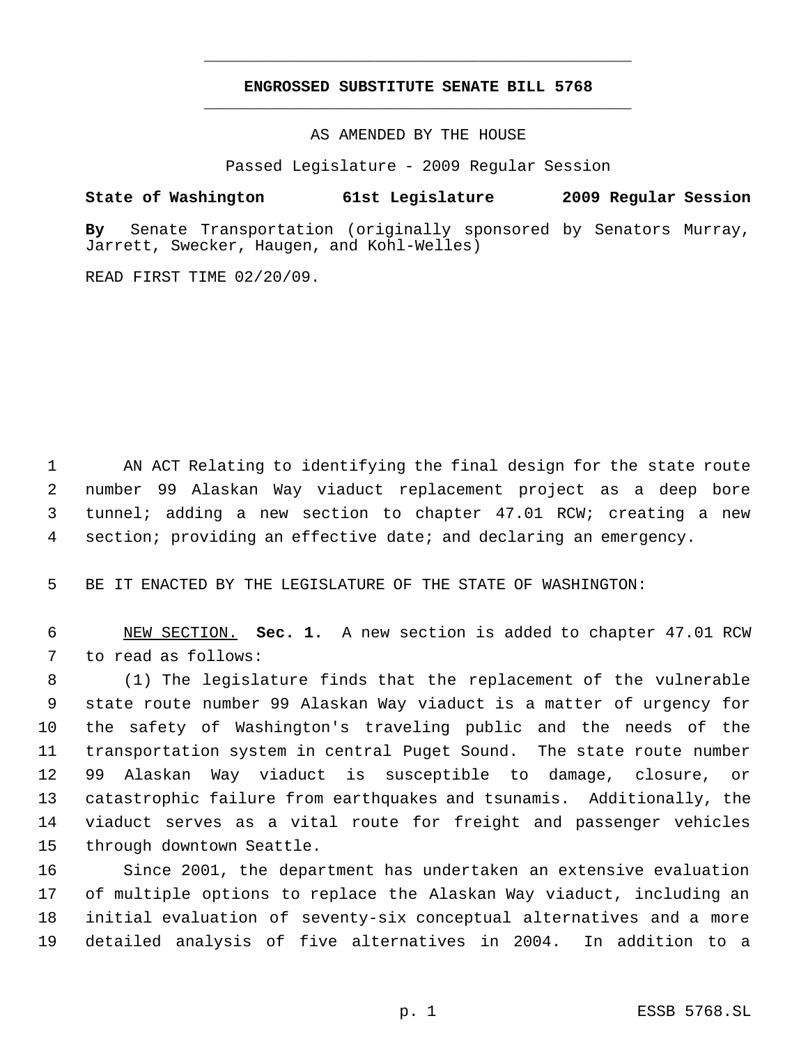# ENGROSSED SUBSTITUTE SENATE BILL 5768

AS AMENDED BY THE HOUSE

Passed Legislature - 2009 Regular Session

**State of Washington 61st Legislature 2009 Regular Session**

**By** Senate Transportation (originally sponsored by Senators Murray, Jarrett, Swecker, Haugen, and Kohl-Welles)

READ FIRST TIME 02/20/09.

AN ACT Relating to identifying the final design for the state route number 99 Alaskan Way viaduct replacement project as a deep bore tunnel; adding a new section to chapter 47.01 RCW; creating a new section; providing an effective date; and declaring an emergency.

BE IT ENACTED BY THE LEGISLATURE OF THE STATE OF WASHINGTON:

NEW SECTION. **Sec. 1.** A new section is added to chapter 47.01 RCW to read as follows:

(1) The legislature finds that the replacement of the vulnerable state route number 99 Alaskan Way viaduct is a matter of urgency for the safety of Washington's traveling public and the needs of the transportation system in central Puget Sound. The state route number 99 Alaskan Way viaduct is susceptible to damage, closure, or catastrophic failure from earthquakes and tsunamis. Additionally, the viaduct serves as a vital route for freight and passenger vehicles through downtown Seattle.

Since 2001, the department has undertaken an extensive evaluation of multiple options to replace the Alaskan Way viaduct, including an initial evaluation of seventy-six conceptual alternatives and a more detailed analysis of five alternatives in 2004. In addition to a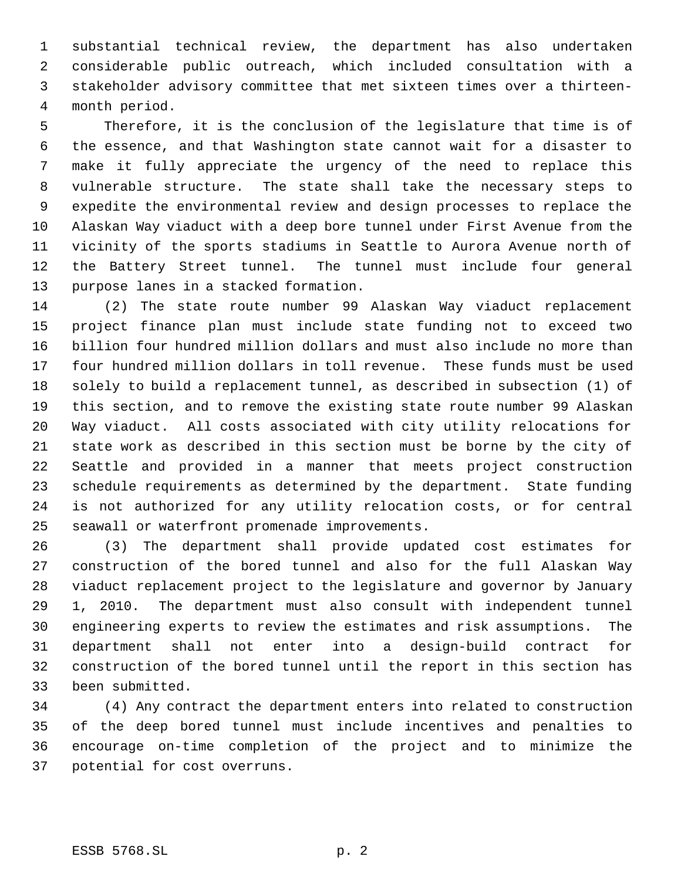substantial technical review, the department has also undertaken considerable public outreach, which included consultation with a stakeholder advisory committee that met sixteen times over a thirteen-month period.

Therefore, it is the conclusion of the legislature that time is of the essence, and that Washington state cannot wait for a disaster to make it fully appreciate the urgency of the need to replace this vulnerable structure. The state shall take the necessary steps to expedite the environmental review and design processes to replace the Alaskan Way viaduct with a deep bore tunnel under First Avenue from the vicinity of the sports stadiums in Seattle to Aurora Avenue north of the Battery Street tunnel. The tunnel must include four general purpose lanes in a stacked formation.

(2) The state route number 99 Alaskan Way viaduct replacement project finance plan must include state funding not to exceed two billion four hundred million dollars and must also include no more than four hundred million dollars in toll revenue. These funds must be used solely to build a replacement tunnel, as described in subsection (1) of this section, and to remove the existing state route number 99 Alaskan Way viaduct. All costs associated with city utility relocations for state work as described in this section must be borne by the city of Seattle and provided in a manner that meets project construction schedule requirements as determined by the department. State funding is not authorized for any utility relocation costs, or for central seawall or waterfront promenade improvements.

(3) The department shall provide updated cost estimates for construction of the bored tunnel and also for the full Alaskan Way viaduct replacement project to the legislature and governor by January 1, 2010. The department must also consult with independent tunnel engineering experts to review the estimates and risk assumptions. The department shall not enter into a design-build contract for construction of the bored tunnel until the report in this section has been submitted.

(4) Any contract the department enters into related to construction of the deep bored tunnel must include incentives and penalties to encourage on-time completion of the project and to minimize the potential for cost overruns.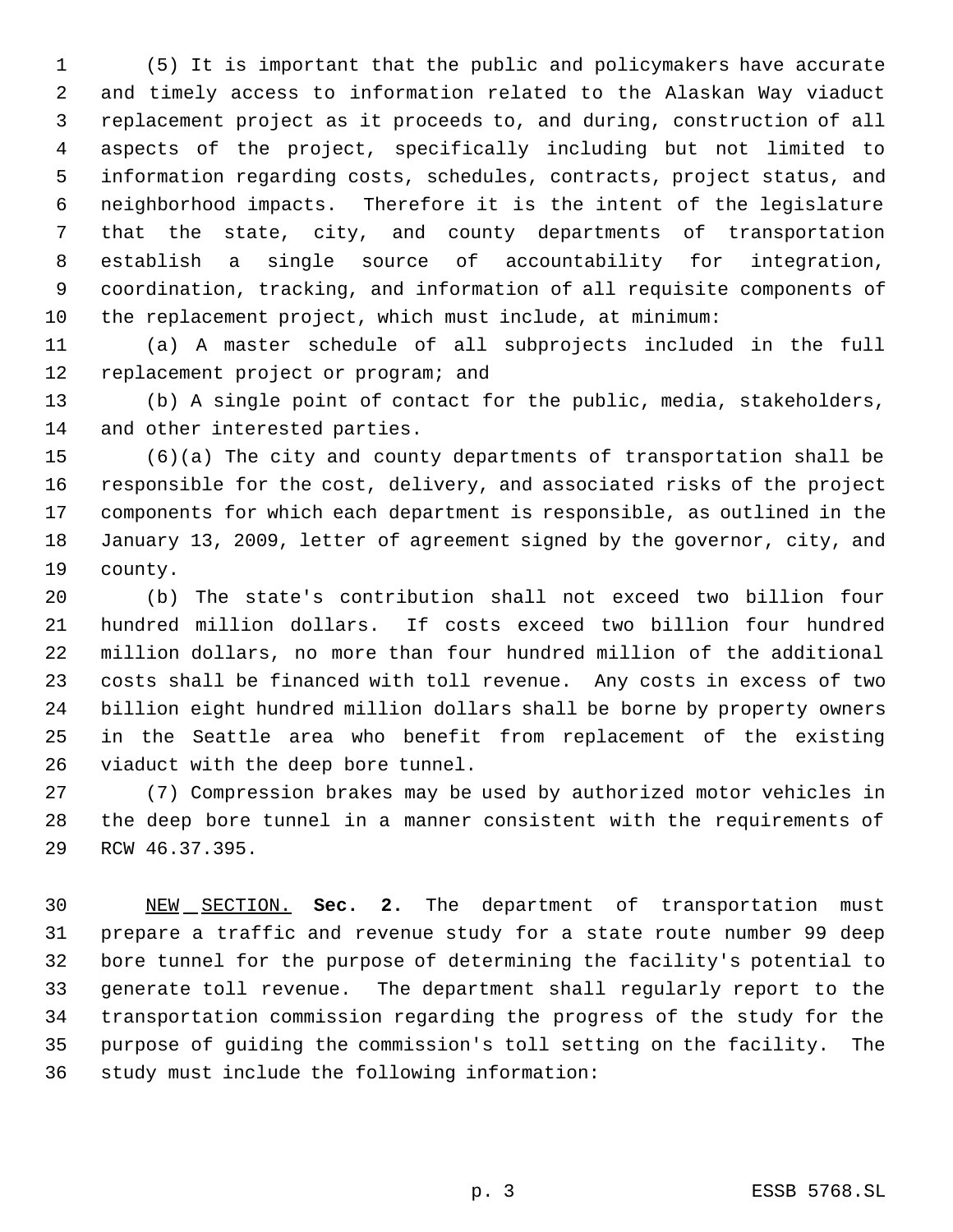(5) It is important that the public and policymakers have accurate and timely access to information related to the Alaskan Way viaduct replacement project as it proceeds to, and during, construction of all aspects of the project, specifically including but not limited to information regarding costs, schedules, contracts, project status, and neighborhood impacts. Therefore it is the intent of the legislature that the state, city, and county departments of transportation establish a single source of accountability for integration, coordination, tracking, and information of all requisite components of the replacement project, which must include, at minimum:

(a) A master schedule of all subprojects included in the full replacement project or program; and

(b) A single point of contact for the public, media, stakeholders, and other interested parties.

(6)(a) The city and county departments of transportation shall be responsible for the cost, delivery, and associated risks of the project components for which each department is responsible, as outlined in the January 13, 2009, letter of agreement signed by the governor, city, and county.

(b) The state's contribution shall not exceed two billion four hundred million dollars. If costs exceed two billion four hundred million dollars, no more than four hundred million of the additional costs shall be financed with toll revenue. Any costs in excess of two billion eight hundred million dollars shall be borne by property owners in the Seattle area who benefit from replacement of the existing viaduct with the deep bore tunnel.

(7) Compression brakes may be used by authorized motor vehicles in the deep bore tunnel in a manner consistent with the requirements of RCW 46.37.395.

NEW SECTION. **Sec. 2.** The department of transportation must prepare a traffic and revenue study for a state route number 99 deep bore tunnel for the purpose of determining the facility's potential to generate toll revenue. The department shall regularly report to the transportation commission regarding the progress of the study for the purpose of guiding the commission's toll setting on the facility. The study must include the following information: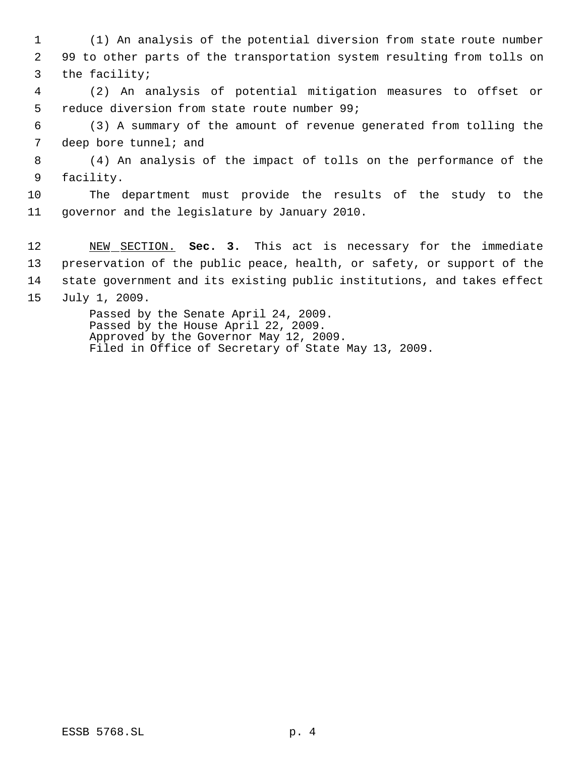(1) An analysis of the potential diversion from state route number 99 to other parts of the transportation system resulting from tolls on the facility;

(2) An analysis of potential mitigation measures to offset or reduce diversion from state route number 99;

(3) A summary of the amount of revenue generated from tolling the deep bore tunnel; and

(4) An analysis of the impact of tolls on the performance of the facility.

The department must provide the results of the study to the governor and the legislature by January 2010.

NEW SECTION. **Sec. 3.** This act is necessary for the immediate preservation of the public peace, health, or safety, or support of the state government and its existing public institutions, and takes effect July 1, 2009.

Passed by the Senate April 24, 2009.
Passed by the House April 22, 2009.
Approved by the Governor May 12, 2009.
Filed in Office of Secretary of State May 13, 2009.